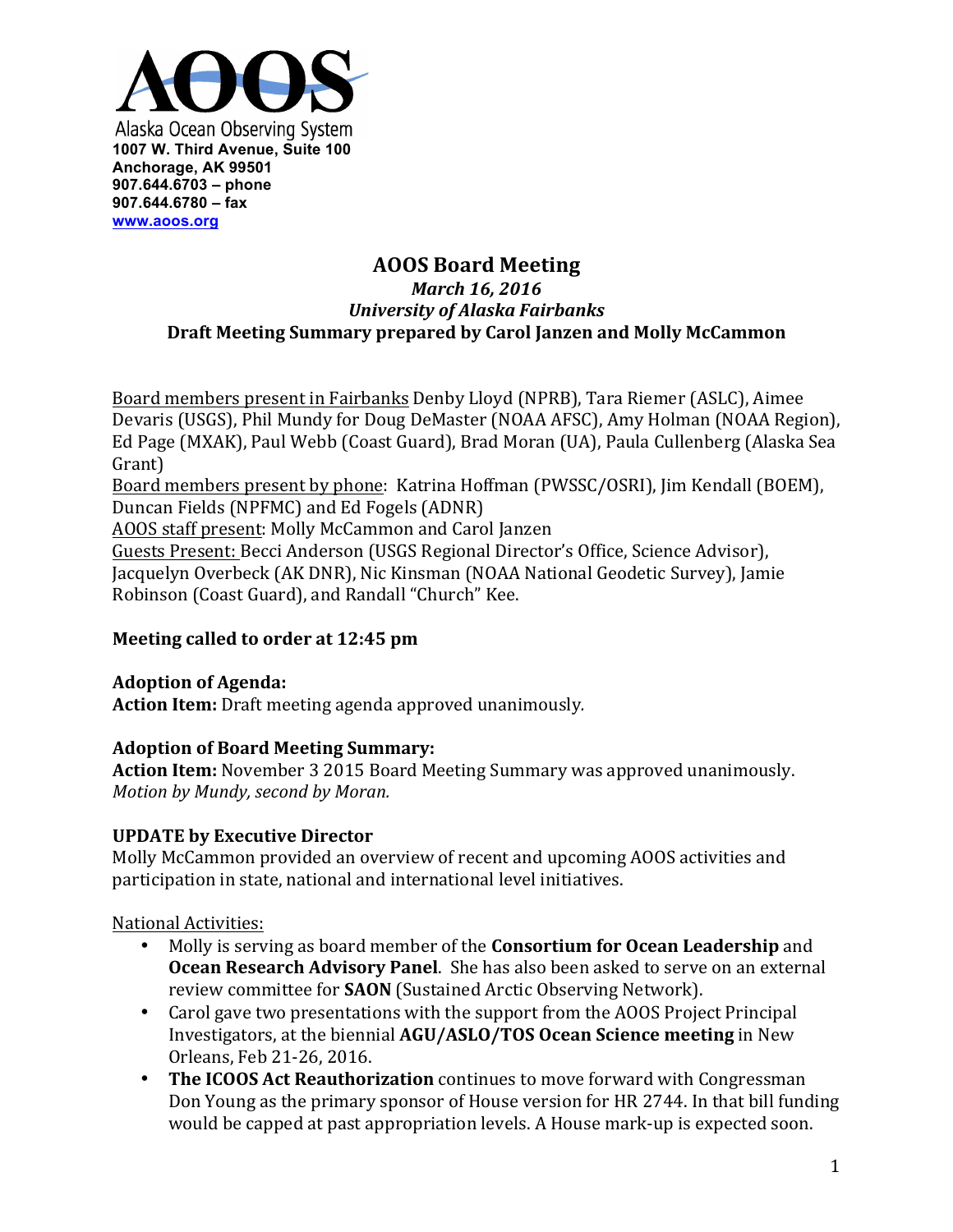**AOOS**

Alaska Ocean Observing System
**1007 W. Third Avenue, Suite 100**
**Anchorage, AK 99501**
**907.644.6703 – phone**
**907.644.6780 – fax**
**www.aoos.org**

# AOOS Board Meeting

***March 16, 2016***
***University of Alaska Fairbanks***
**Draft Meeting Summary prepared by Carol Janzen and Molly McCammon**

Board members present in Fairbanks Denby Lloyd (NPRB), Tara Riemer (ASLC), Aimee Devaris (USGS), Phil Mundy for Doug DeMaster (NOAA AFSC), Amy Holman (NOAA Region), Ed Page (MXAK), Paul Webb (Coast Guard), Brad Moran (UA), Paula Cullenberg (Alaska Sea Grant)
Board members present by phone: Katrina Hoffman (PWSSC/OSRI), Jim Kendall (BOEM), Duncan Fields (NPFMC) and Ed Fogels (ADNR)
AOOS staff present: Molly McCammon and Carol Janzen
Guests Present: Becci Anderson (USGS Regional Director's Office, Science Advisor), Jacquelyn Overbeck (AK DNR), Nic Kinsman (NOAA National Geodetic Survey), Jamie Robinson (Coast Guard), and Randall "Church" Kee.

**Meeting called to order at 12:45 pm**

**Adoption of Agenda:**
**Action Item:** Draft meeting agenda approved unanimously.

**Adoption of Board Meeting Summary:**
**Action Item:** November 3 2015 Board Meeting Summary was approved unanimously. *Motion by Mundy, second by Moran.*

**UPDATE by Executive Director**
Molly McCammon provided an overview of recent and upcoming AOOS activities and participation in state, national and international level initiatives.

National Activities:

- Molly is serving as board member of the **Consortium for Ocean Leadership** and **Ocean Research Advisory Panel**. She has also been asked to serve on an external review committee for **SAON** (Sustained Arctic Observing Network).
- Carol gave two presentations with the support from the AOOS Project Principal Investigators, at the biennial **AGU/ASLO/TOS Ocean Science meeting** in New Orleans, Feb 21-26, 2016.
- **The ICOOS Act Reauthorization** continues to move forward with Congressman Don Young as the primary sponsor of House version for HR 2744. In that bill funding would be capped at past appropriation levels. A House mark-up is expected soon.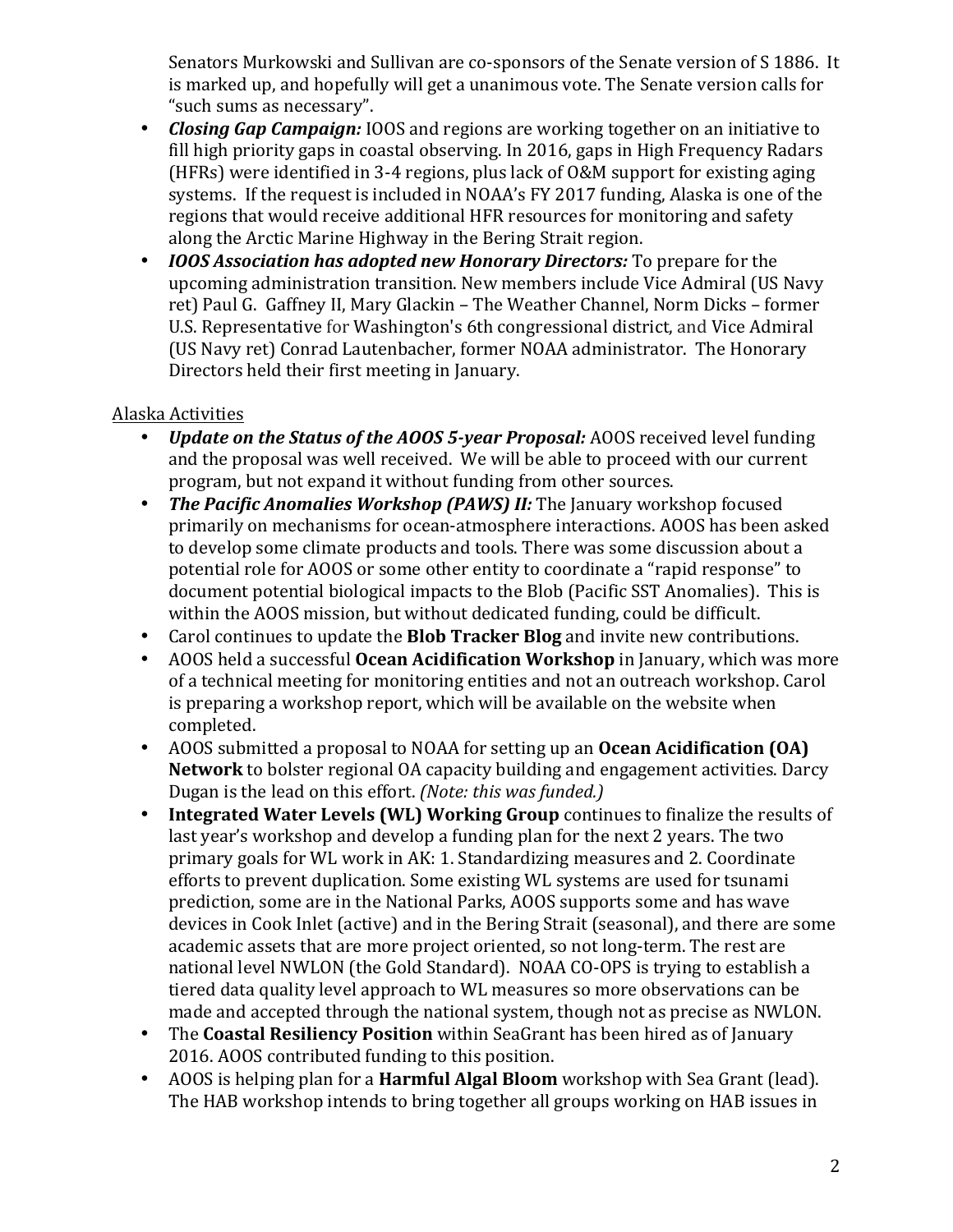Senators Murkowski and Sullivan are co-sponsors of the Senate version of S 1886. It is marked up, and hopefully will get a unanimous vote. The Senate version calls for "such sums as necessary".

- ***Closing Gap Campaign:*** IOOS and regions are working together on an initiative to fill high priority gaps in coastal observing. In 2016, gaps in High Frequency Radars (HFRs) were identified in 3-4 regions, plus lack of O&M support for existing aging systems. If the request is included in NOAA's FY 2017 funding, Alaska is one of the regions that would receive additional HFR resources for monitoring and safety along the Arctic Marine Highway in the Bering Strait region.
- ***IOOS Association has adopted new Honorary Directors:*** To prepare for the upcoming administration transition. New members include Vice Admiral (US Navy ret) Paul G. Gaffney II, Mary Glackin – The Weather Channel, Norm Dicks – former U.S. Representative for Washington's 6th congressional district, and Vice Admiral (US Navy ret) Conrad Lautenbacher, former NOAA administrator. The Honorary Directors held their first meeting in January.

Alaska Activities

- ***Update on the Status of the AOOS 5-year Proposal:*** AOOS received level funding and the proposal was well received. We will be able to proceed with our current program, but not expand it without funding from other sources.
- ***The Pacific Anomalies Workshop (PAWS) II:*** The January workshop focused primarily on mechanisms for ocean-atmosphere interactions. AOOS has been asked to develop some climate products and tools. There was some discussion about a potential role for AOOS or some other entity to coordinate a "rapid response" to document potential biological impacts to the Blob (Pacific SST Anomalies). This is within the AOOS mission, but without dedicated funding, could be difficult.
- Carol continues to update the **Blob Tracker Blog** and invite new contributions.
- AOOS held a successful **Ocean Acidification Workshop** in January, which was more of a technical meeting for monitoring entities and not an outreach workshop. Carol is preparing a workshop report, which will be available on the website when completed.
- AOOS submitted a proposal to NOAA for setting up an **Ocean Acidification (OA) Network** to bolster regional OA capacity building and engagement activities. Darcy Dugan is the lead on this effort. *(Note: this was funded.)*
- **Integrated Water Levels (WL) Working Group** continues to finalize the results of last year's workshop and develop a funding plan for the next 2 years. The two primary goals for WL work in AK: 1. Standardizing measures and 2. Coordinate efforts to prevent duplication. Some existing WL systems are used for tsunami prediction, some are in the National Parks, AOOS supports some and has wave devices in Cook Inlet (active) and in the Bering Strait (seasonal), and there are some academic assets that are more project oriented, so not long-term. The rest are national level NWLON (the Gold Standard). NOAA CO-OPS is trying to establish a tiered data quality level approach to WL measures so more observations can be made and accepted through the national system, though not as precise as NWLON.
- The **Coastal Resiliency Position** within SeaGrant has been hired as of January 2016. AOOS contributed funding to this position.
- AOOS is helping plan for a **Harmful Algal Bloom** workshop with Sea Grant (lead). The HAB workshop intends to bring together all groups working on HAB issues in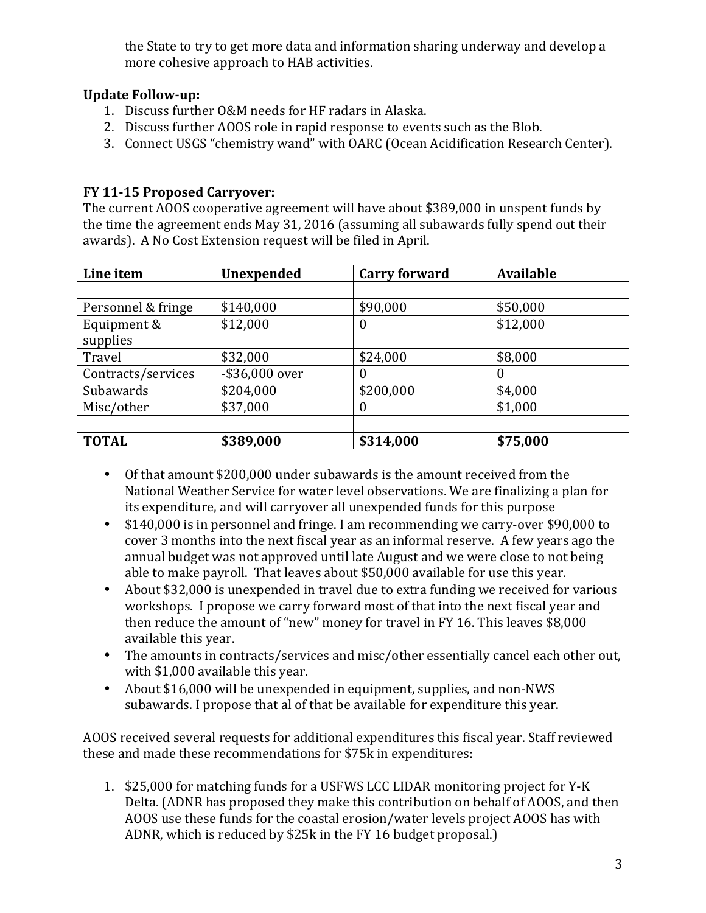the State to try to get more data and information sharing underway and develop a more cohesive approach to HAB activities.

**Update Follow-up:**

1. Discuss further O&M needs for HF radars in Alaska.
2. Discuss further AOOS role in rapid response to events such as the Blob.
3. Connect USGS "chemistry wand" with OARC (Ocean Acidification Research Center).

**FY 11-15 Proposed Carryover:**
The current AOOS cooperative agreement will have about $389,000 in unspent funds by the time the agreement ends May 31, 2016 (assuming all subawards fully spend out their awards). A No Cost Extension request will be filed in April.

| Line item | Unexpended | Carry forward | Available |
|---|---|---|---|
| | | | |
| Personnel & fringe | $140,000 | $90,000 | $50,000 |
| Equipment & supplies | $12,000 | 0 | $12,000 |
| Travel | $32,000 | $24,000 | $8,000 |
| Contracts/services | -$36,000 over | 0 | 0 |
| Subawards | $204,000 | $200,000 | $4,000 |
| Misc/other | $37,000 | 0 | $1,000 |
| | | | |
| **TOTAL** | **$389,000** | **$314,000** | **$75,000** |

- Of that amount $200,000 under subawards is the amount received from the National Weather Service for water level observations. We are finalizing a plan for its expenditure, and will carryover all unexpended funds for this purpose
- $140,000 is in personnel and fringe. I am recommending we carry-over $90,000 to cover 3 months into the next fiscal year as an informal reserve. A few years ago the annual budget was not approved until late August and we were close to not being able to make payroll. That leaves about $50,000 available for use this year.
- About $32,000 is unexpended in travel due to extra funding we received for various workshops. I propose we carry forward most of that into the next fiscal year and then reduce the amount of "new" money for travel in FY 16. This leaves $8,000 available this year.
- The amounts in contracts/services and misc/other essentially cancel each other out, with $1,000 available this year.
- About $16,000 will be unexpended in equipment, supplies, and non-NWS subawards. I propose that al of that be available for expenditure this year.

AOOS received several requests for additional expenditures this fiscal year. Staff reviewed these and made these recommendations for $75k in expenditures:

1. $25,000 for matching funds for a USFWS LCC LIDAR monitoring project for Y-K Delta. (ADNR has proposed they make this contribution on behalf of AOOS, and then AOOS use these funds for the coastal erosion/water levels project AOOS has with ADNR, which is reduced by $25k in the FY 16 budget proposal.)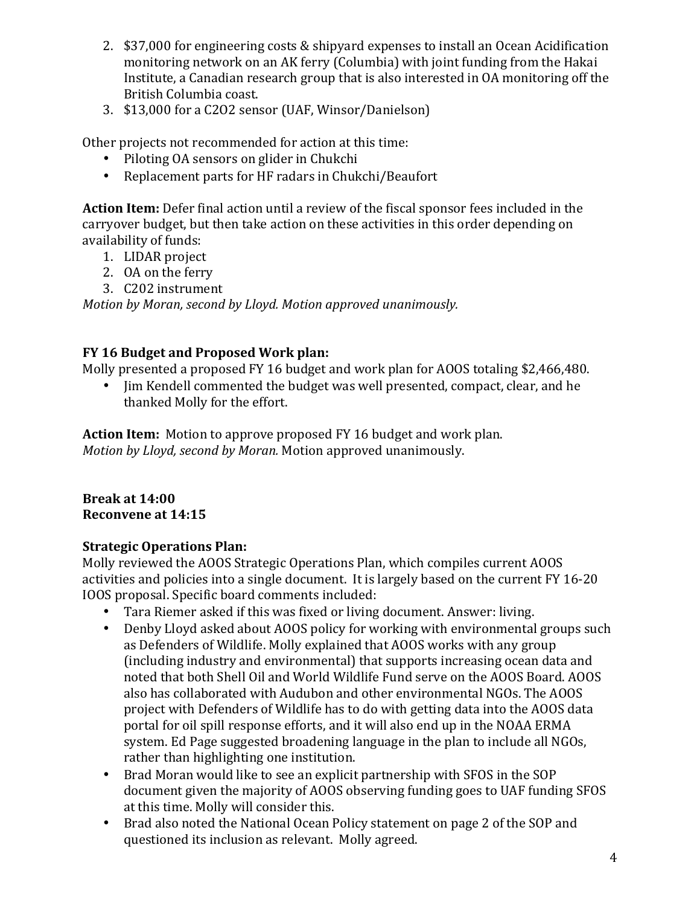2. \$37,000 for engineering costs & shipyard expenses to install an Ocean Acidification monitoring network on an AK ferry (Columbia) with joint funding from the Hakai Institute, a Canadian research group that is also interested in OA monitoring off the British Columbia coast.
3. \$13,000 for a C2O2 sensor (UAF, Winsor/Danielson)

Other projects not recommended for action at this time:

- Piloting OA sensors on glider in Chukchi
- Replacement parts for HF radars in Chukchi/Beaufort

**Action Item:** Defer final action until a review of the fiscal sponsor fees included in the carryover budget, but then take action on these activities in this order depending on availability of funds:

1. LIDAR project
2. OA on the ferry
3. C202 instrument

*Motion by Moran, second by Lloyd. Motion approved unanimously.*

**FY 16 Budget and Proposed Work plan:**

Molly presented a proposed FY 16 budget and work plan for AOOS totaling \$2,466,480.

- Jim Kendell commented the budget was well presented, compact, clear, and he thanked Molly for the effort.

**Action Item:** Motion to approve proposed FY 16 budget and work plan.
*Motion by Lloyd, second by Moran.* Motion approved unanimously.

**Break at 14:00**
**Reconvene at 14:15**

**Strategic Operations Plan:**

Molly reviewed the AOOS Strategic Operations Plan, which compiles current AOOS activities and policies into a single document. It is largely based on the current FY 16-20 IOOS proposal. Specific board comments included:

- Tara Riemer asked if this was fixed or living document. Answer: living.
- Denby Lloyd asked about AOOS policy for working with environmental groups such as Defenders of Wildlife. Molly explained that AOOS works with any group (including industry and environmental) that supports increasing ocean data and noted that both Shell Oil and World Wildlife Fund serve on the AOOS Board. AOOS also has collaborated with Audubon and other environmental NGOs. The AOOS project with Defenders of Wildlife has to do with getting data into the AOOS data portal for oil spill response efforts, and it will also end up in the NOAA ERMA system. Ed Page suggested broadening language in the plan to include all NGOs, rather than highlighting one institution.
- Brad Moran would like to see an explicit partnership with SFOS in the SOP document given the majority of AOOS observing funding goes to UAF funding SFOS at this time. Molly will consider this.
- Brad also noted the National Ocean Policy statement on page 2 of the SOP and questioned its inclusion as relevant. Molly agreed.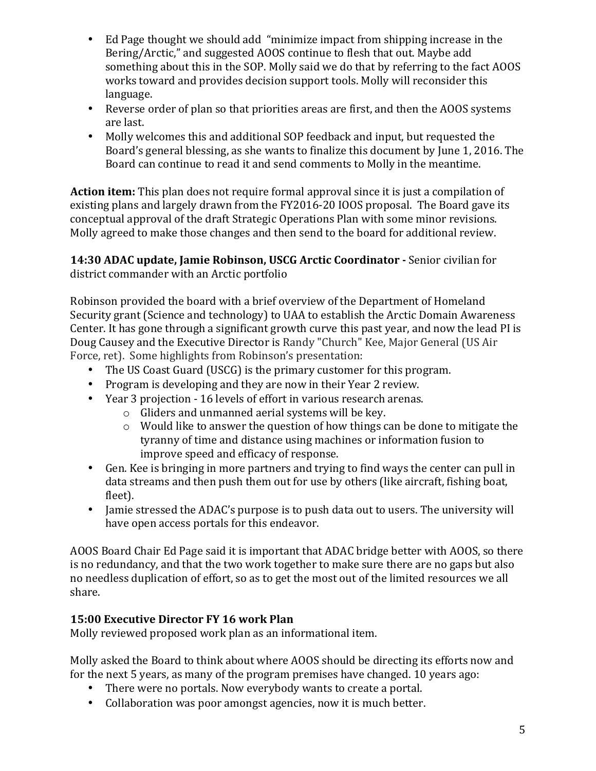- Ed Page thought we should add "minimize impact from shipping increase in the Bering/Arctic," and suggested AOOS continue to flesh that out. Maybe add something about this in the SOP. Molly said we do that by referring to the fact AOOS works toward and provides decision support tools. Molly will reconsider this language.
- Reverse order of plan so that priorities areas are first, and then the AOOS systems are last.
- Molly welcomes this and additional SOP feedback and input, but requested the Board's general blessing, as she wants to finalize this document by June 1, 2016. The Board can continue to read it and send comments to Molly in the meantime.

**Action item:** This plan does not require formal approval since it is just a compilation of existing plans and largely drawn from the FY2016-20 IOOS proposal. The Board gave its conceptual approval of the draft Strategic Operations Plan with some minor revisions. Molly agreed to make those changes and then send to the board for additional review.

**14:30 ADAC update, Jamie Robinson, USCG Arctic Coordinator -** Senior civilian for district commander with an Arctic portfolio

Robinson provided the board with a brief overview of the Department of Homeland Security grant (Science and technology) to UAA to establish the Arctic Domain Awareness Center. It has gone through a significant growth curve this past year, and now the lead PI is Doug Causey and the Executive Director is Randy "Church" Kee, Major General (US Air Force, ret). Some highlights from Robinson's presentation:

- The US Coast Guard (USCG) is the primary customer for this program.
- Program is developing and they are now in their Year 2 review.
- Year 3 projection - 16 levels of effort in various research arenas.
  - Gliders and unmanned aerial systems will be key.
  - Would like to answer the question of how things can be done to mitigate the tyranny of time and distance using machines or information fusion to improve speed and efficacy of response.
- Gen. Kee is bringing in more partners and trying to find ways the center can pull in data streams and then push them out for use by others (like aircraft, fishing boat, fleet).
- Jamie stressed the ADAC's purpose is to push data out to users. The university will have open access portals for this endeavor.

AOOS Board Chair Ed Page said it is important that ADAC bridge better with AOOS, so there is no redundancy, and that the two work together to make sure there are no gaps but also no needless duplication of effort, so as to get the most out of the limited resources we all share.

**15:00 Executive Director FY 16 work Plan**

Molly reviewed proposed work plan as an informational item.

Molly asked the Board to think about where AOOS should be directing its efforts now and for the next 5 years, as many of the program premises have changed. 10 years ago:

- There were no portals. Now everybody wants to create a portal.
- Collaboration was poor amongst agencies, now it is much better.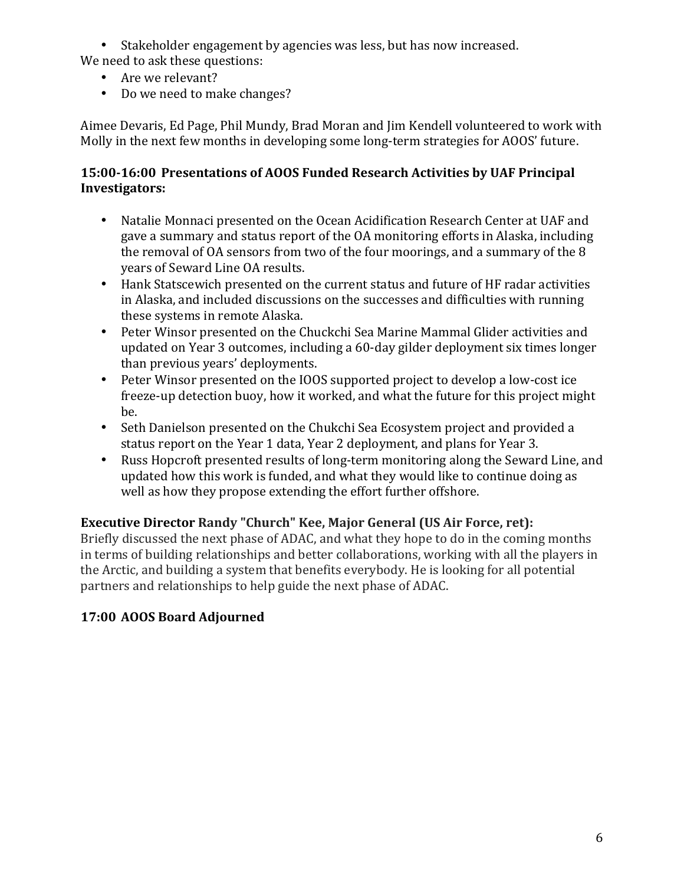- Stakeholder engagement by agencies was less, but has now increased.

We need to ask these questions:

- Are we relevant?
- Do we need to make changes?

Aimee Devaris, Ed Page, Phil Mundy, Brad Moran and Jim Kendell volunteered to work with Molly in the next few months in developing some long-term strategies for AOOS' future.

**15:00-16:00 Presentations of AOOS Funded Research Activities by UAF Principal Investigators:**

- Natalie Monnaci presented on the Ocean Acidification Research Center at UAF and gave a summary and status report of the OA monitoring efforts in Alaska, including the removal of OA sensors from two of the four moorings, and a summary of the 8 years of Seward Line OA results.
- Hank Statscewich presented on the current status and future of HF radar activities in Alaska, and included discussions on the successes and difficulties with running these systems in remote Alaska.
- Peter Winsor presented on the Chuckchi Sea Marine Mammal Glider activities and updated on Year 3 outcomes, including a 60-day gilder deployment six times longer than previous years' deployments.
- Peter Winsor presented on the IOOS supported project to develop a low-cost ice freeze-up detection buoy, how it worked, and what the future for this project might be.
- Seth Danielson presented on the Chukchi Sea Ecosystem project and provided a status report on the Year 1 data, Year 2 deployment, and plans for Year 3.
- Russ Hopcroft presented results of long-term monitoring along the Seward Line, and updated how this work is funded, and what they would like to continue doing as well as how they propose extending the effort further offshore.

**Executive Director Randy "Church" Kee, Major General (US Air Force, ret):**

Briefly discussed the next phase of ADAC, and what they hope to do in the coming months in terms of building relationships and better collaborations, working with all the players in the Arctic, and building a system that benefits everybody. He is looking for all potential partners and relationships to help guide the next phase of ADAC.

**17:00 AOOS Board Adjourned**